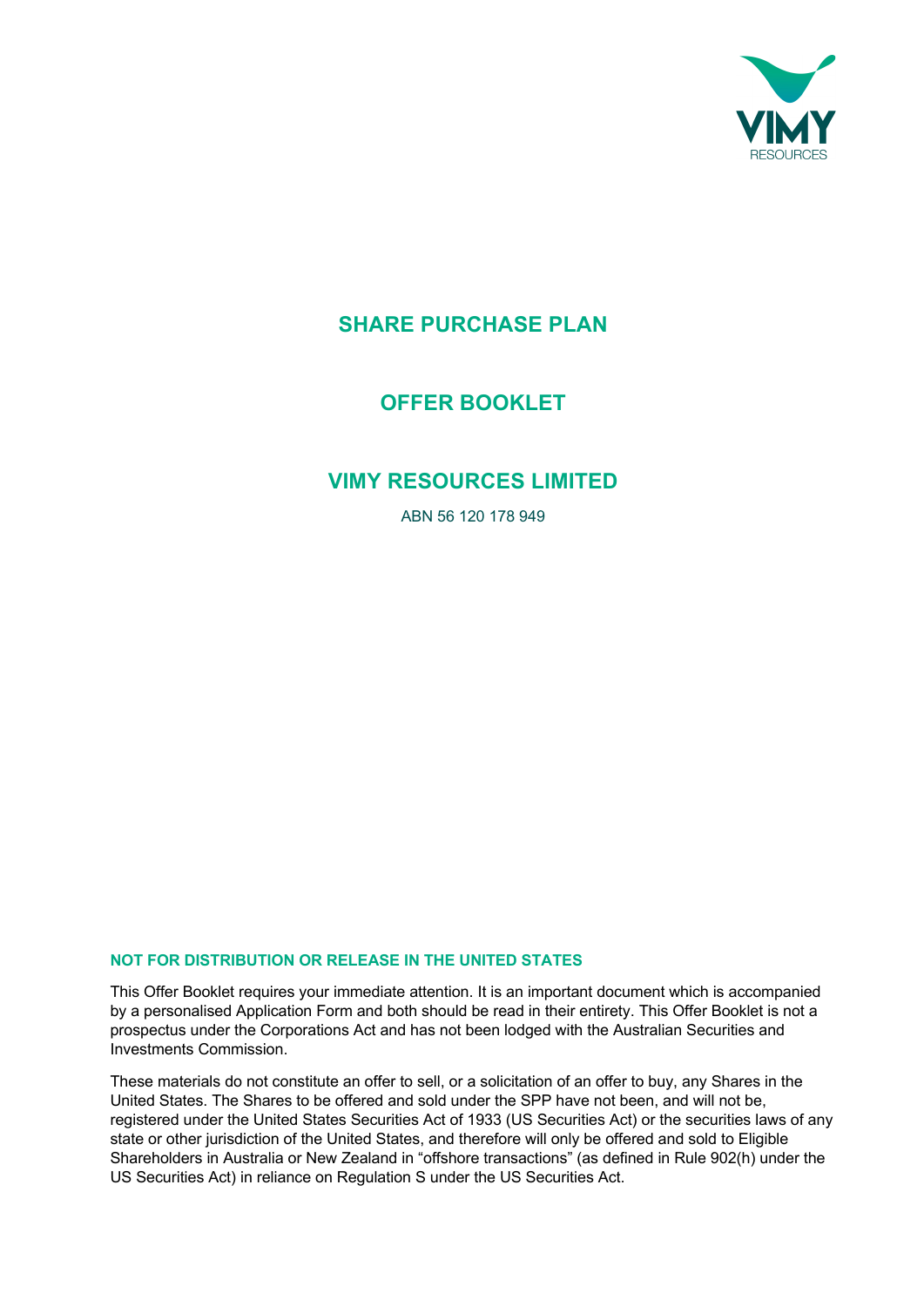VIMY RESOURCES

# SHARE PURCHASE PLAN

# OFFER BOOKLET

# VIMY RESOURCES LIMITED

ABN 56 120 178 949

**NOT FOR DISTRIBUTION OR RELEASE IN THE UNITED STATES**

This Offer Booklet requires your immediate attention. It is an important document which is accompanied by a personalised Application Form and both should be read in their entirety. This Offer Booklet is not a prospectus under the Corporations Act and has not been lodged with the Australian Securities and Investments Commission.

These materials do not constitute an offer to sell, or a solicitation of an offer to buy, any Shares in the United States. The Shares to be offered and sold under the SPP have not been, and will not be, registered under the United States Securities Act of 1933 (US Securities Act) or the securities laws of any state or other jurisdiction of the United States, and therefore will only be offered and sold to Eligible Shareholders in Australia or New Zealand in "offshore transactions" (as defined in Rule 902(h) under the US Securities Act) in reliance on Regulation S under the US Securities Act.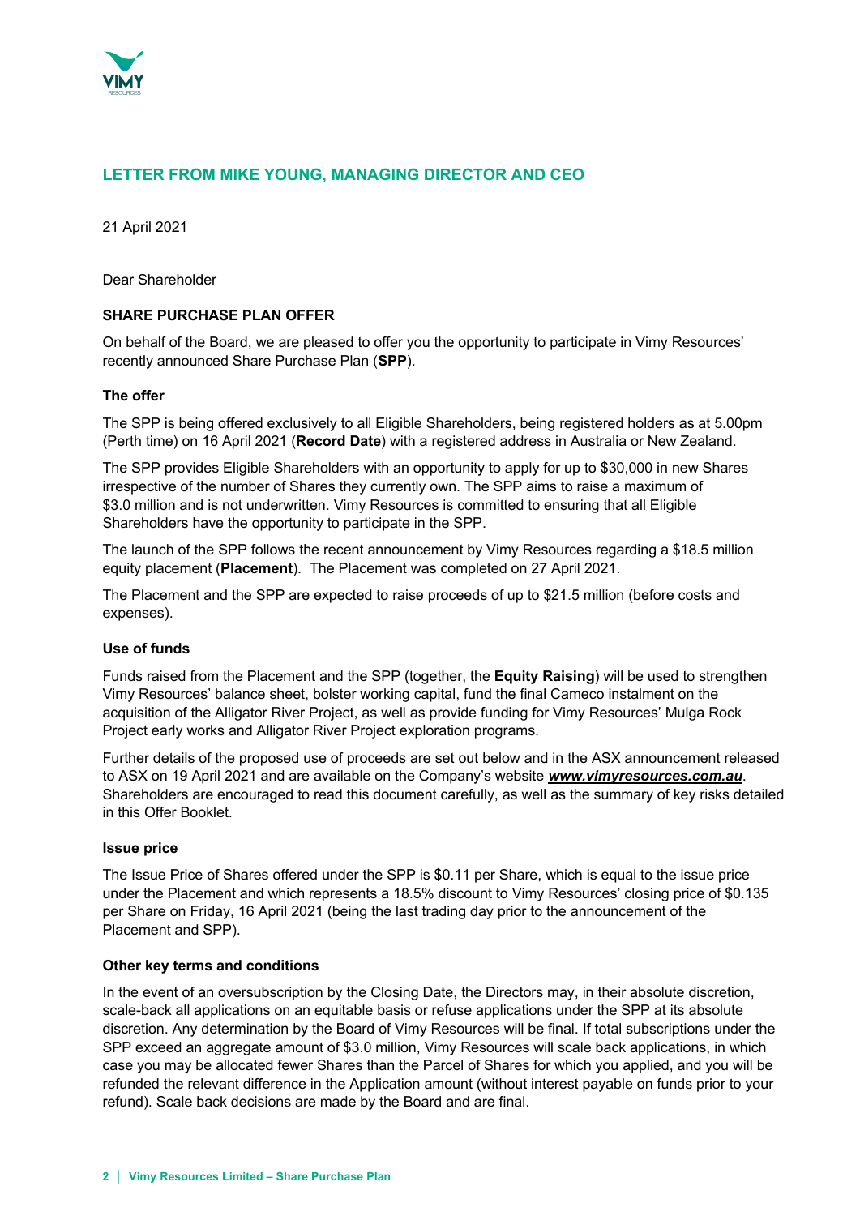## LETTER FROM MIKE YOUNG, MANAGING DIRECTOR AND CEO

21 April 2021

Dear Shareholder

**SHARE PURCHASE PLAN OFFER**

On behalf of the Board, we are pleased to offer you the opportunity to participate in Vimy Resources' recently announced Share Purchase Plan (**SPP**).

**The offer**

The SPP is being offered exclusively to all Eligible Shareholders, being registered holders as at 5.00pm (Perth time) on 16 April 2021 (**Record Date**) with a registered address in Australia or New Zealand.

The SPP provides Eligible Shareholders with an opportunity to apply for up to $30,000 in new Shares irrespective of the number of Shares they currently own. The SPP aims to raise a maximum of $3.0 million and is not underwritten. Vimy Resources is committed to ensuring that all Eligible Shareholders have the opportunity to participate in the SPP.

The launch of the SPP follows the recent announcement by Vimy Resources regarding a $18.5 million equity placement (**Placement**). The Placement was completed on 27 April 2021.

The Placement and the SPP are expected to raise proceeds of up to $21.5 million (before costs and expenses).

**Use of funds**

Funds raised from the Placement and the SPP (together, the **Equity Raising**) will be used to strengthen Vimy Resources' balance sheet, bolster working capital, fund the final Cameco instalment on the acquisition of the Alligator River Project, as well as provide funding for Vimy Resources' Mulga Rock Project early works and Alligator River Project exploration programs.

Further details of the proposed use of proceeds are set out below and in the ASX announcement released to ASX on 19 April 2021 and are available on the Company's website ***www.vimyresources.com.au***. Shareholders are encouraged to read this document carefully, as well as the summary of key risks detailed in this Offer Booklet.

**Issue price**

The Issue Price of Shares offered under the SPP is $0.11 per Share, which is equal to the issue price under the Placement and which represents a 18.5% discount to Vimy Resources' closing price of $0.135 per Share on Friday, 16 April 2021 (being the last trading day prior to the announcement of the Placement and SPP).

**Other key terms and conditions**

In the event of an oversubscription by the Closing Date, the Directors may, in their absolute discretion, scale-back all applications on an equitable basis or refuse applications under the SPP at its absolute discretion. Any determination by the Board of Vimy Resources will be final. If total subscriptions under the SPP exceed an aggregate amount of $3.0 million, Vimy Resources will scale back applications, in which case you may be allocated fewer Shares than the Parcel of Shares for which you applied, and you will be refunded the relevant difference in the Application amount (without interest payable on funds prior to your refund). Scale back decisions are made by the Board and are final.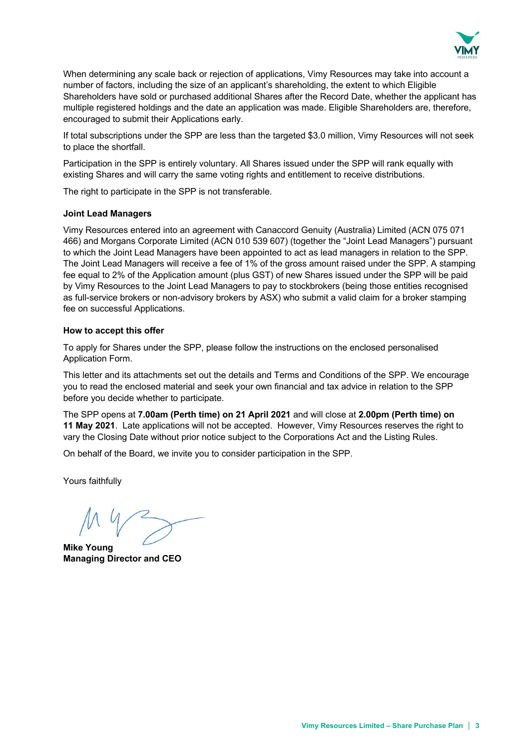When determining any scale back or rejection of applications, Vimy Resources may take into account a number of factors, including the size of an applicant's shareholding, the extent to which Eligible Shareholders have sold or purchased additional Shares after the Record Date, whether the applicant has multiple registered holdings and the date an application was made. Eligible Shareholders are, therefore, encouraged to submit their Applications early.

If total subscriptions under the SPP are less than the targeted $3.0 million, Vimy Resources will not seek to place the shortfall.

Participation in the SPP is entirely voluntary. All Shares issued under the SPP will rank equally with existing Shares and will carry the same voting rights and entitlement to receive distributions.

The right to participate in the SPP is not transferable.

**Joint Lead Managers**

Vimy Resources entered into an agreement with Canaccord Genuity (Australia) Limited (ACN 075 071 466) and Morgans Corporate Limited (ACN 010 539 607) (together the "Joint Lead Managers") pursuant to which the Joint Lead Managers have been appointed to act as lead managers in relation to the SPP. The Joint Lead Managers will receive a fee of 1% of the gross amount raised under the SPP. A stamping fee equal to 2% of the Application amount (plus GST) of new Shares issued under the SPP will be paid by Vimy Resources to the Joint Lead Managers to pay to stockbrokers (being those entities recognised as full-service brokers or non-advisory brokers by ASX) who submit a valid claim for a broker stamping fee on successful Applications.

**How to accept this offer**

To apply for Shares under the SPP, please follow the instructions on the enclosed personalised Application Form.

This letter and its attachments set out the details and Terms and Conditions of the SPP. We encourage you to read the enclosed material and seek your own financial and tax advice in relation to the SPP before you decide whether to participate.

The SPP opens at **7.00am (Perth time) on 21 April 2021** and will close at **2.00pm (Perth time) on 11 May 2021**. Late applications will not be accepted. However, Vimy Resources reserves the right to vary the Closing Date without prior notice subject to the Corporations Act and the Listing Rules.

On behalf of the Board, we invite you to consider participation in the SPP.

Yours faithfully

**Mike Young**
**Managing Director and CEO**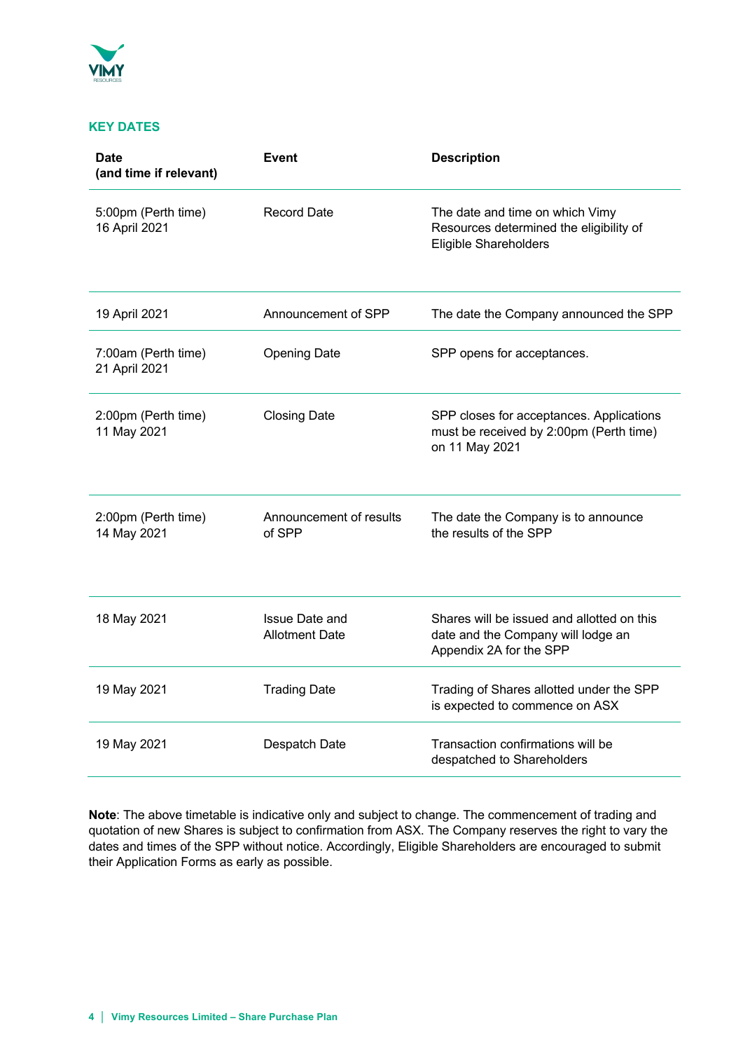## KEY DATES

| Date (and time if relevant) | Event | Description |
|---|---|---|
| 5:00pm (Perth time) 16 April 2021 | Record Date | The date and time on which Vimy Resources determined the eligibility of Eligible Shareholders |
| 19 April 2021 | Announcement of SPP | The date the Company announced the SPP |
| 7:00am (Perth time) 21 April 2021 | Opening Date | SPP opens for acceptances. |
| 2:00pm (Perth time) 11 May 2021 | Closing Date | SPP closes for acceptances. Applications must be received by 2:00pm (Perth time) on 11 May 2021 |
| 2:00pm (Perth time) 14 May 2021 | Announcement of results of SPP | The date the Company is to announce the results of the SPP |
| 18 May 2021 | Issue Date and Allotment Date | Shares will be issued and allotted on this date and the Company will lodge an Appendix 2A for the SPP |
| 19 May 2021 | Trading Date | Trading of Shares allotted under the SPP is expected to commence on ASX |
| 19 May 2021 | Despatch Date | Transaction confirmations will be despatched to Shareholders |

**Note**: The above timetable is indicative only and subject to change. The commencement of trading and quotation of new Shares is subject to confirmation from ASX. The Company reserves the right to vary the dates and times of the SPP without notice. Accordingly, Eligible Shareholders are encouraged to submit their Application Forms as early as possible.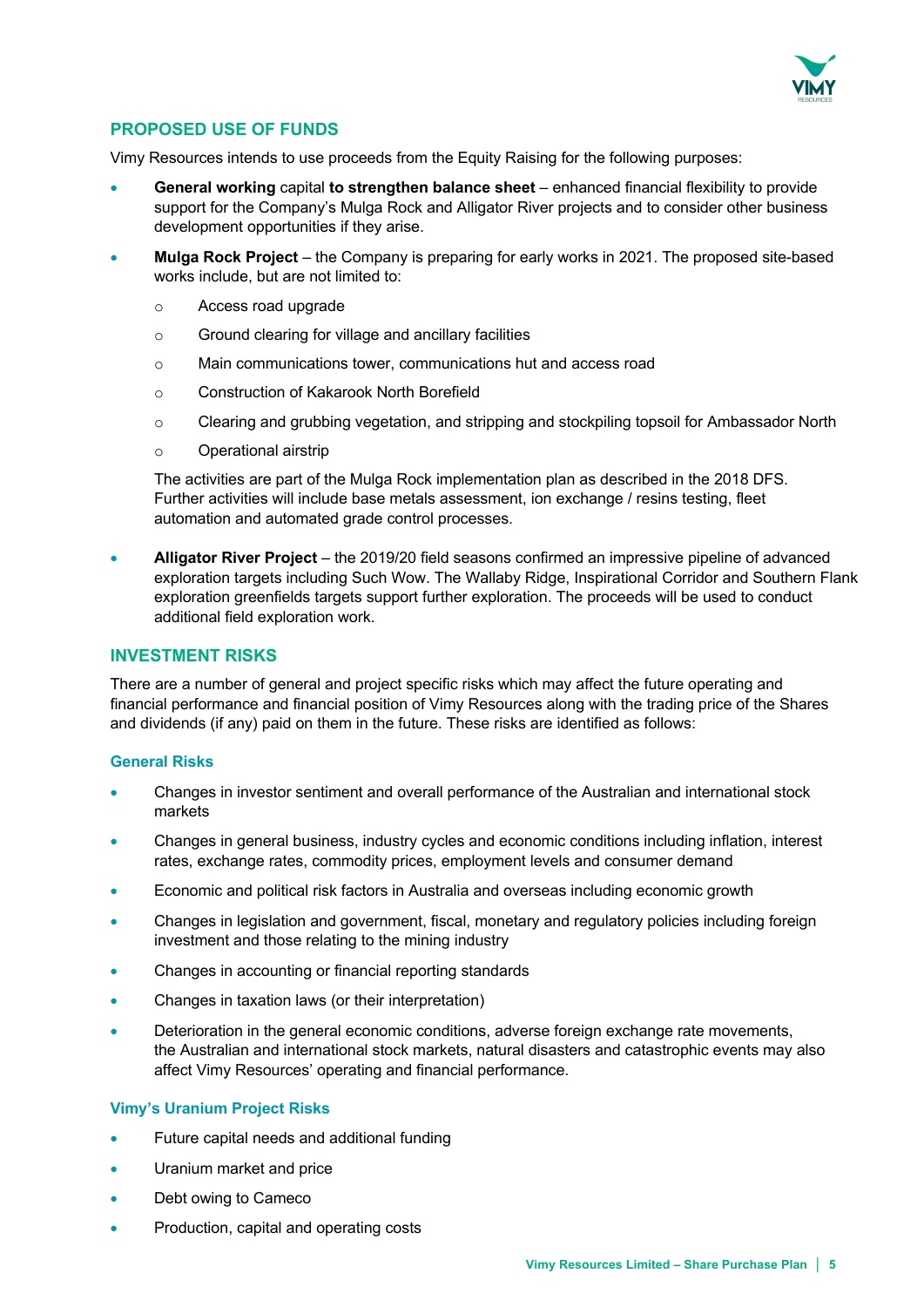## PROPOSED USE OF FUNDS

Vimy Resources intends to use proceeds from the Equity Raising for the following purposes:

- **General working** capital **to strengthen balance sheet** – enhanced financial flexibility to provide support for the Company's Mulga Rock and Alligator River projects and to consider other business development opportunities if they arise.
- **Mulga Rock Project** – the Company is preparing for early works in 2021. The proposed site-based works include, but are not limited to:
  - Access road upgrade
  - Ground clearing for village and ancillary facilities
  - Main communications tower, communications hut and access road
  - Construction of Kakarook North Borefield
  - Clearing and grubbing vegetation, and stripping and stockpiling topsoil for Ambassador North
  - Operational airstrip

  The activities are part of the Mulga Rock implementation plan as described in the 2018 DFS. Further activities will include base metals assessment, ion exchange / resins testing, fleet automation and automated grade control processes.
- **Alligator River Project** – the 2019/20 field seasons confirmed an impressive pipeline of advanced exploration targets including Such Wow. The Wallaby Ridge, Inspirational Corridor and Southern Flank exploration greenfields targets support further exploration. The proceeds will be used to conduct additional field exploration work.

## INVESTMENT RISKS

There are a number of general and project specific risks which may affect the future operating and financial performance and financial position of Vimy Resources along with the trading price of the Shares and dividends (if any) paid on them in the future. These risks are identified as follows:

### General Risks

- Changes in investor sentiment and overall performance of the Australian and international stock markets
- Changes in general business, industry cycles and economic conditions including inflation, interest rates, exchange rates, commodity prices, employment levels and consumer demand
- Economic and political risk factors in Australia and overseas including economic growth
- Changes in legislation and government, fiscal, monetary and regulatory policies including foreign investment and those relating to the mining industry
- Changes in accounting or financial reporting standards
- Changes in taxation laws (or their interpretation)
- Deterioration in the general economic conditions, adverse foreign exchange rate movements, the Australian and international stock markets, natural disasters and catastrophic events may also affect Vimy Resources' operating and financial performance.

### Vimy's Uranium Project Risks

- Future capital needs and additional funding
- Uranium market and price
- Debt owing to Cameco
- Production, capital and operating costs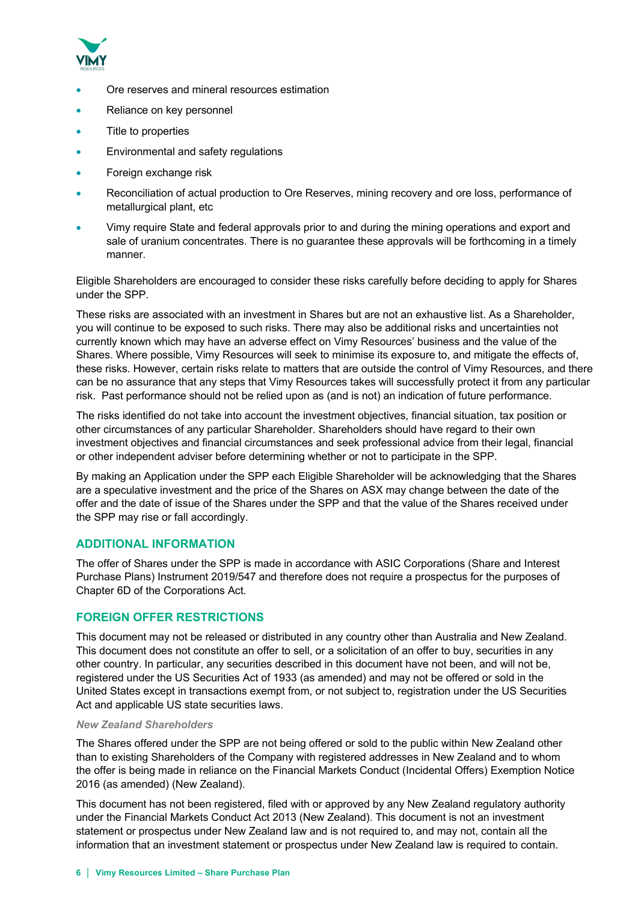- Ore reserves and mineral resources estimation
- Reliance on key personnel
- Title to properties
- Environmental and safety regulations
- Foreign exchange risk
- Reconciliation of actual production to Ore Reserves, mining recovery and ore loss, performance of metallurgical plant, etc
- Vimy require State and federal approvals prior to and during the mining operations and export and sale of uranium concentrates. There is no guarantee these approvals will be forthcoming in a timely manner.

Eligible Shareholders are encouraged to consider these risks carefully before deciding to apply for Shares under the SPP.

These risks are associated with an investment in Shares but are not an exhaustive list. As a Shareholder, you will continue to be exposed to such risks. There may also be additional risks and uncertainties not currently known which may have an adverse effect on Vimy Resources' business and the value of the Shares. Where possible, Vimy Resources will seek to minimise its exposure to, and mitigate the effects of, these risks. However, certain risks relate to matters that are outside the control of Vimy Resources, and there can be no assurance that any steps that Vimy Resources takes will successfully protect it from any particular risk. Past performance should not be relied upon as (and is not) an indication of future performance.

The risks identified do not take into account the investment objectives, financial situation, tax position or other circumstances of any particular Shareholder. Shareholders should have regard to their own investment objectives and financial circumstances and seek professional advice from their legal, financial or other independent adviser before determining whether or not to participate in the SPP.

By making an Application under the SPP each Eligible Shareholder will be acknowledging that the Shares are a speculative investment and the price of the Shares on ASX may change between the date of the offer and the date of issue of the Shares under the SPP and that the value of the Shares received under the SPP may rise or fall accordingly.

## ADDITIONAL INFORMATION

The offer of Shares under the SPP is made in accordance with ASIC Corporations (Share and Interest Purchase Plans) Instrument 2019/547 and therefore does not require a prospectus for the purposes of Chapter 6D of the Corporations Act.

## FOREIGN OFFER RESTRICTIONS

This document may not be released or distributed in any country other than Australia and New Zealand. This document does not constitute an offer to sell, or a solicitation of an offer to buy, securities in any other country. In particular, any securities described in this document have not been, and will not be, registered under the US Securities Act of 1933 (as amended) and may not be offered or sold in the United States except in transactions exempt from, or not subject to, registration under the US Securities Act and applicable US state securities laws.

### *New Zealand Shareholders*

The Shares offered under the SPP are not being offered or sold to the public within New Zealand other than to existing Shareholders of the Company with registered addresses in New Zealand and to whom the offer is being made in reliance on the Financial Markets Conduct (Incidental Offers) Exemption Notice 2016 (as amended) (New Zealand).

This document has not been registered, filed with or approved by any New Zealand regulatory authority under the Financial Markets Conduct Act 2013 (New Zealand). This document is not an investment statement or prospectus under New Zealand law and is not required to, and may not, contain all the information that an investment statement or prospectus under New Zealand law is required to contain.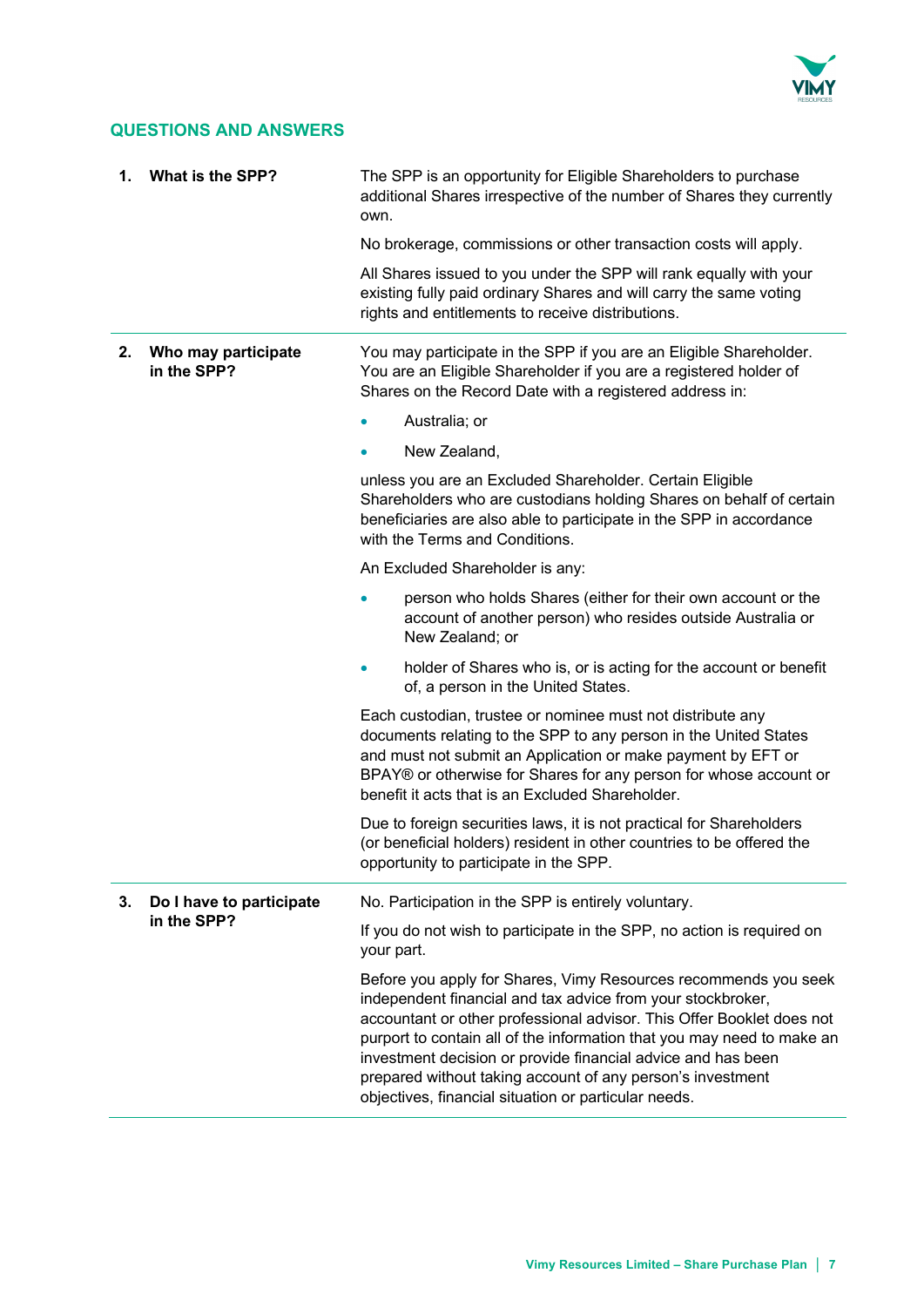## QUESTIONS AND ANSWERS

| | |
|---|---|
| **1. What is the SPP?** | The SPP is an opportunity for Eligible Shareholders to purchase additional Shares irrespective of the number of Shares they currently own.<br><br>No brokerage, commissions or other transaction costs will apply.<br><br>All Shares issued to you under the SPP will rank equally with your existing fully paid ordinary Shares and will carry the same voting rights and entitlements to receive distributions. |
| **2. Who may participate in the SPP?** | You may participate in the SPP if you are an Eligible Shareholder. You are an Eligible Shareholder if you are a registered holder of Shares on the Record Date with a registered address in:<br><br>• Australia; or<br>• New Zealand,<br><br>unless you are an Excluded Shareholder. Certain Eligible Shareholders who are custodians holding Shares on behalf of certain beneficiaries are also able to participate in the SPP in accordance with the Terms and Conditions.<br><br>An Excluded Shareholder is any:<br><br>• person who holds Shares (either for their own account or the account of another person) who resides outside Australia or New Zealand; or<br>• holder of Shares who is, or is acting for the account or benefit of, a person in the United States.<br><br>Each custodian, trustee or nominee must not distribute any documents relating to the SPP to any person in the United States and must not submit an Application or make payment by EFT or BPAY® or otherwise for Shares for any person for whose account or benefit it acts that is an Excluded Shareholder.<br><br>Due to foreign securities laws, it is not practical for Shareholders (or beneficial holders) resident in other countries to be offered the opportunity to participate in the SPP. |
| **3. Do I have to participate in the SPP?** | No. Participation in the SPP is entirely voluntary.<br><br>If you do not wish to participate in the SPP, no action is required on your part.<br><br>Before you apply for Shares, Vimy Resources recommends you seek independent financial and tax advice from your stockbroker, accountant or other professional advisor. This Offer Booklet does not purport to contain all of the information that you may need to make an investment decision or provide financial advice and has been prepared without taking account of any person's investment objectives, financial situation or particular needs. |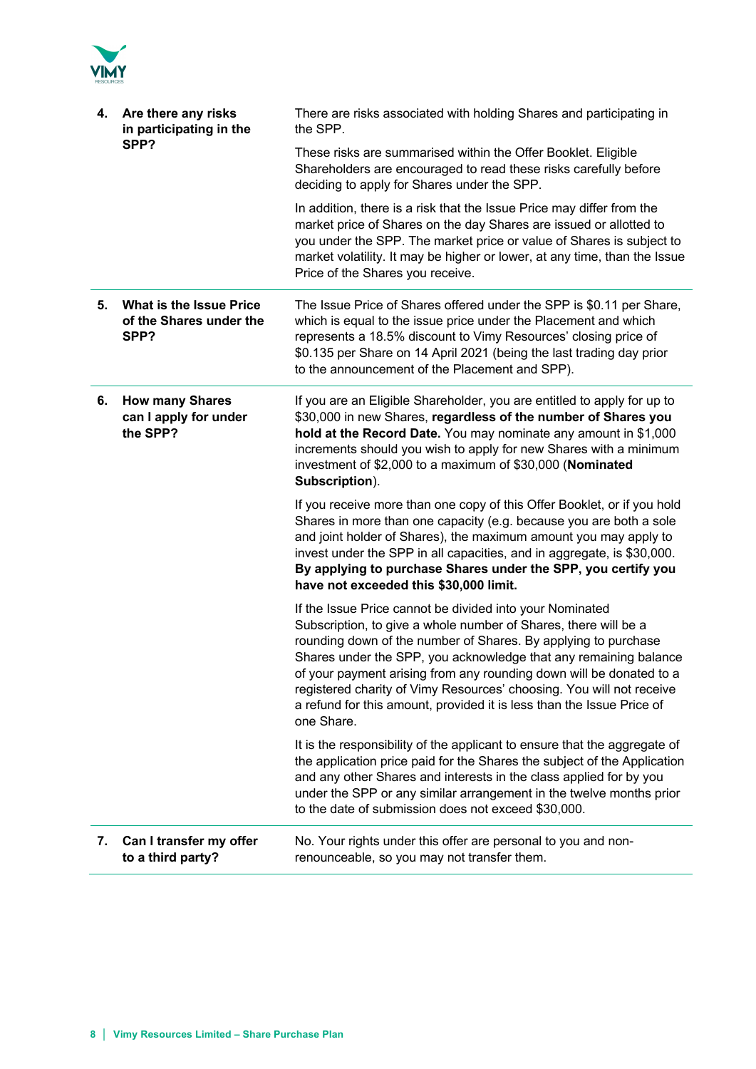| | |
|---|---|
| **4. Are there any risks in participating in the SPP?** | There are risks associated with holding Shares and participating in the SPP.<br><br>These risks are summarised within the Offer Booklet. Eligible Shareholders are encouraged to read these risks carefully before deciding to apply for Shares under the SPP.<br><br>In addition, there is a risk that the Issue Price may differ from the market price of Shares on the day Shares are issued or allotted to you under the SPP. The market price or value of Shares is subject to market volatility. It may be higher or lower, at any time, than the Issue Price of the Shares you receive. |
| **5. What is the Issue Price of the Shares under the SPP?** | The Issue Price of Shares offered under the SPP is $0.11 per Share, which is equal to the issue price under the Placement and which represents a 18.5% discount to Vimy Resources' closing price of $0.135 per Share on 14 April 2021 (being the last trading day prior to the announcement of the Placement and SPP). |
| **6. How many Shares can I apply for under the SPP?** | If you are an Eligible Shareholder, you are entitled to apply for up to $30,000 in new Shares, **regardless of the number of Shares you hold at the Record Date.** You may nominate any amount in $1,000 increments should you wish to apply for new Shares with a minimum investment of $2,000 to a maximum of $30,000 (**Nominated Subscription**).<br><br>If you receive more than one copy of this Offer Booklet, or if you hold Shares in more than one capacity (e.g. because you are both a sole and joint holder of Shares), the maximum amount you may apply to invest under the SPP in all capacities, and in aggregate, is $30,000. **By applying to purchase Shares under the SPP, you certify you have not exceeded this $30,000 limit.**<br><br>If the Issue Price cannot be divided into your Nominated Subscription, to give a whole number of Shares, there will be a rounding down of the number of Shares. By applying to purchase Shares under the SPP, you acknowledge that any remaining balance of your payment arising from any rounding down will be donated to a registered charity of Vimy Resources' choosing. You will not receive a refund for this amount, provided it is less than the Issue Price of one Share.<br><br>It is the responsibility of the applicant to ensure that the aggregate of the application price paid for the Shares the subject of the Application and any other Shares and interests in the class applied for by you under the SPP or any similar arrangement in the twelve months prior to the date of submission does not exceed $30,000. |
| **7. Can I transfer my offer to a third party?** | No. Your rights under this offer are personal to you and non-renounceable, so you may not transfer them. |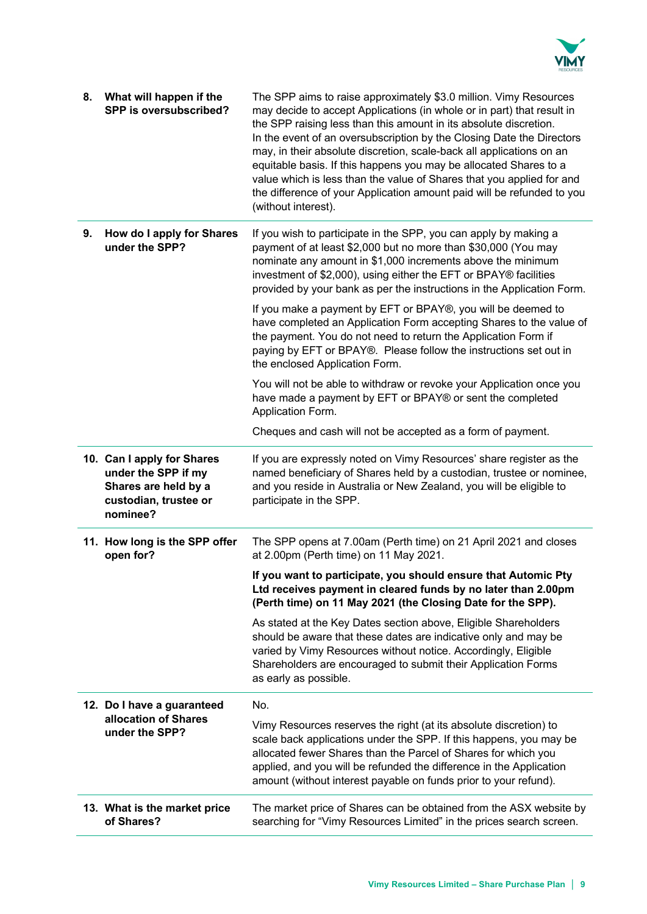| | |
|---|---|
| **8. What will happen if the SPP is oversubscribed?** | The SPP aims to raise approximately $3.0 million. Vimy Resources may decide to accept Applications (in whole or in part) that result in the SPP raising less than this amount in its absolute discretion. In the event of an oversubscription by the Closing Date the Directors may, in their absolute discretion, scale-back all applications on an equitable basis. If this happens you may be allocated Shares to a value which is less than the value of Shares that you applied for and the difference of your Application amount paid will be refunded to you (without interest). |
| **9. How do I apply for Shares under the SPP?** | If you wish to participate in the SPP, you can apply by making a payment of at least $2,000 but no more than $30,000 (You may nominate any amount in $1,000 increments above the minimum investment of $2,000), using either the EFT or BPAY® facilities provided by your bank as per the instructions in the Application Form.<br><br>If you make a payment by EFT or BPAY®, you will be deemed to have completed an Application Form accepting Shares to the value of the payment. You do not need to return the Application Form if paying by EFT or BPAY®. Please follow the instructions set out in the enclosed Application Form.<br><br>You will not be able to withdraw or revoke your Application once you have made a payment by EFT or BPAY® or sent the completed Application Form.<br><br>Cheques and cash will not be accepted as a form of payment. |
| **10. Can I apply for Shares under the SPP if my Shares are held by a custodian, trustee or nominee?** | If you are expressly noted on Vimy Resources' share register as the named beneficiary of Shares held by a custodian, trustee or nominee, and you reside in Australia or New Zealand, you will be eligible to participate in the SPP. |
| **11. How long is the SPP offer open for?** | The SPP opens at 7.00am (Perth time) on 21 April 2021 and closes at 2.00pm (Perth time) on 11 May 2021.<br><br>**If you want to participate, you should ensure that Automic Pty Ltd receives payment in cleared funds by no later than 2.00pm (Perth time) on 11 May 2021 (the Closing Date for the SPP).**<br><br>As stated at the Key Dates section above, Eligible Shareholders should be aware that these dates are indicative only and may be varied by Vimy Resources without notice. Accordingly, Eligible Shareholders are encouraged to submit their Application Forms as early as possible. |
| **12. Do I have a guaranteed allocation of Shares under the SPP?** | No.<br><br>Vimy Resources reserves the right (at its absolute discretion) to scale back applications under the SPP. If this happens, you may be allocated fewer Shares than the Parcel of Shares for which you applied, and you will be refunded the difference in the Application amount (without interest payable on funds prior to your refund). |
| **13. What is the market price of Shares?** | The market price of Shares can be obtained from the ASX website by searching for "Vimy Resources Limited" in the prices search screen. |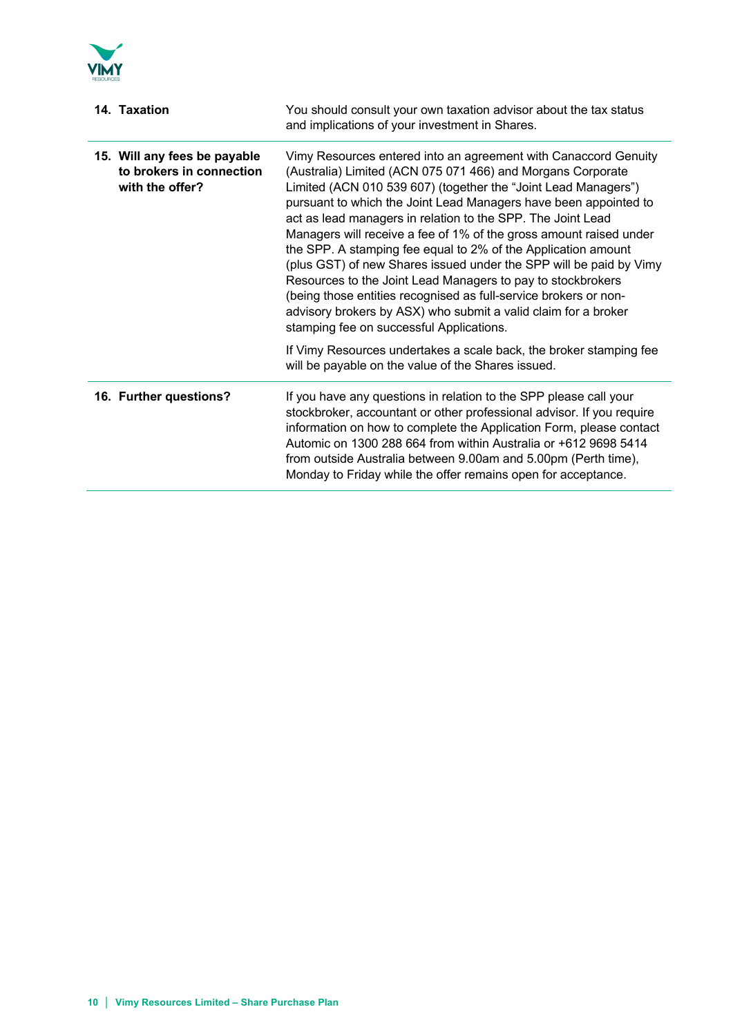| | |
|---|---|
| **14. Taxation** | You should consult your own taxation advisor about the tax status and implications of your investment in Shares. |
| **15. Will any fees be payable to brokers in connection with the offer?** | Vimy Resources entered into an agreement with Canaccord Genuity (Australia) Limited (ACN 075 071 466) and Morgans Corporate Limited (ACN 010 539 607) (together the "Joint Lead Managers") pursuant to which the Joint Lead Managers have been appointed to act as lead managers in relation to the SPP. The Joint Lead Managers will receive a fee of 1% of the gross amount raised under the SPP. A stamping fee equal to 2% of the Application amount (plus GST) of new Shares issued under the SPP will be paid by Vimy Resources to the Joint Lead Managers to pay to stockbrokers (being those entities recognised as full-service brokers or non-advisory brokers by ASX) who submit a valid claim for a broker stamping fee on successful Applications.<br><br>If Vimy Resources undertakes a scale back, the broker stamping fee will be payable on the value of the Shares issued. |
| **16. Further questions?** | If you have any questions in relation to the SPP please call your stockbroker, accountant or other professional advisor. If you require information on how to complete the Application Form, please contact Automic on 1300 288 664 from within Australia or +612 9698 5414 from outside Australia between 9.00am and 5.00pm (Perth time), Monday to Friday while the offer remains open for acceptance. |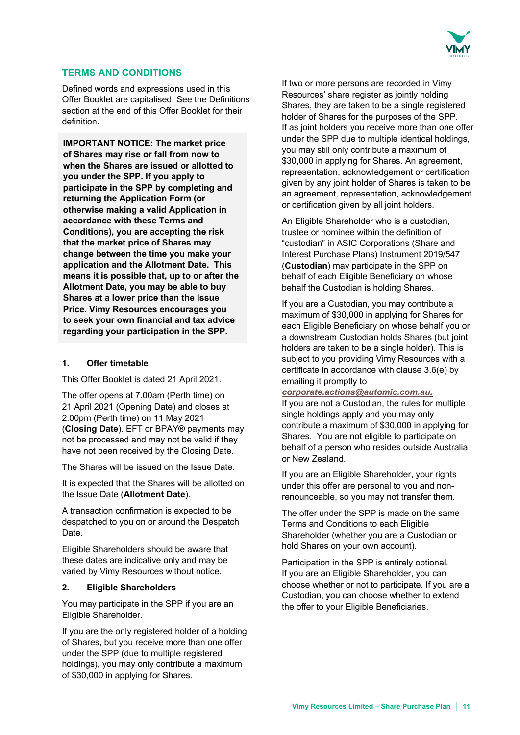## TERMS AND CONDITIONS

Defined words and expressions used in this Offer Booklet are capitalised. See the Definitions section at the end of this Offer Booklet for their definition.

**IMPORTANT NOTICE: The market price of Shares may rise or fall from now to when the Shares are issued or allotted to you under the SPP. If you apply to participate in the SPP by completing and returning the Application Form (or otherwise making a valid Application in accordance with these Terms and Conditions), you are accepting the risk that the market price of Shares may change between the time you make your application and the Allotment Date. This means it is possible that, up to or after the Allotment Date, you may be able to buy Shares at a lower price than the Issue Price. Vimy Resources encourages you to seek your own financial and tax advice regarding your participation in the SPP.**

### 1. Offer timetable

This Offer Booklet is dated 21 April 2021.

The offer opens at 7.00am (Perth time) on 21 April 2021 (Opening Date) and closes at 2.00pm (Perth time) on 11 May 2021 (**Closing Date**). EFT or BPAY® payments may not be processed and may not be valid if they have not been received by the Closing Date.

The Shares will be issued on the Issue Date.

It is expected that the Shares will be allotted on the Issue Date (**Allotment Date**).

A transaction confirmation is expected to be despatched to you on or around the Despatch Date.

Eligible Shareholders should be aware that these dates are indicative only and may be varied by Vimy Resources without notice.

### 2. Eligible Shareholders

You may participate in the SPP if you are an Eligible Shareholder.

If you are the only registered holder of a holding of Shares, but you receive more than one offer under the SPP (due to multiple registered holdings), you may only contribute a maximum of $30,000 in applying for Shares.

If two or more persons are recorded in Vimy Resources' share register as jointly holding Shares, they are taken to be a single registered holder of Shares for the purposes of the SPP. If as joint holders you receive more than one offer under the SPP due to multiple identical holdings, you may still only contribute a maximum of $30,000 in applying for Shares. An agreement, representation, acknowledgement or certification given by any joint holder of Shares is taken to be an agreement, representation, acknowledgement or certification given by all joint holders.

An Eligible Shareholder who is a custodian, trustee or nominee within the definition of "custodian" in ASIC Corporations (Share and Interest Purchase Plans) Instrument 2019/547 (**Custodian**) may participate in the SPP on behalf of each Eligible Beneficiary on whose behalf the Custodian is holding Shares.

If you are a Custodian, you may contribute a maximum of $30,000 in applying for Shares for each Eligible Beneficiary on whose behalf you or a downstream Custodian holds Shares (but joint holders are taken to be a single holder). This is subject to you providing Vimy Resources with a certificate in accordance with clause 3.6(e) by emailing it promptly to ***corporate.actions@automic.com.au.***
If you are not a Custodian, the rules for multiple single holdings apply and you may only contribute a maximum of $30,000 in applying for Shares. You are not eligible to participate on behalf of a person who resides outside Australia or New Zealand.

If you are an Eligible Shareholder, your rights under this offer are personal to you and non-renounceable, so you may not transfer them.

The offer under the SPP is made on the same Terms and Conditions to each Eligible Shareholder (whether you are a Custodian or hold Shares on your own account).

Participation in the SPP is entirely optional. If you are an Eligible Shareholder, you can choose whether or not to participate. If you are a Custodian, you can choose whether to extend the offer to your Eligible Beneficiaries.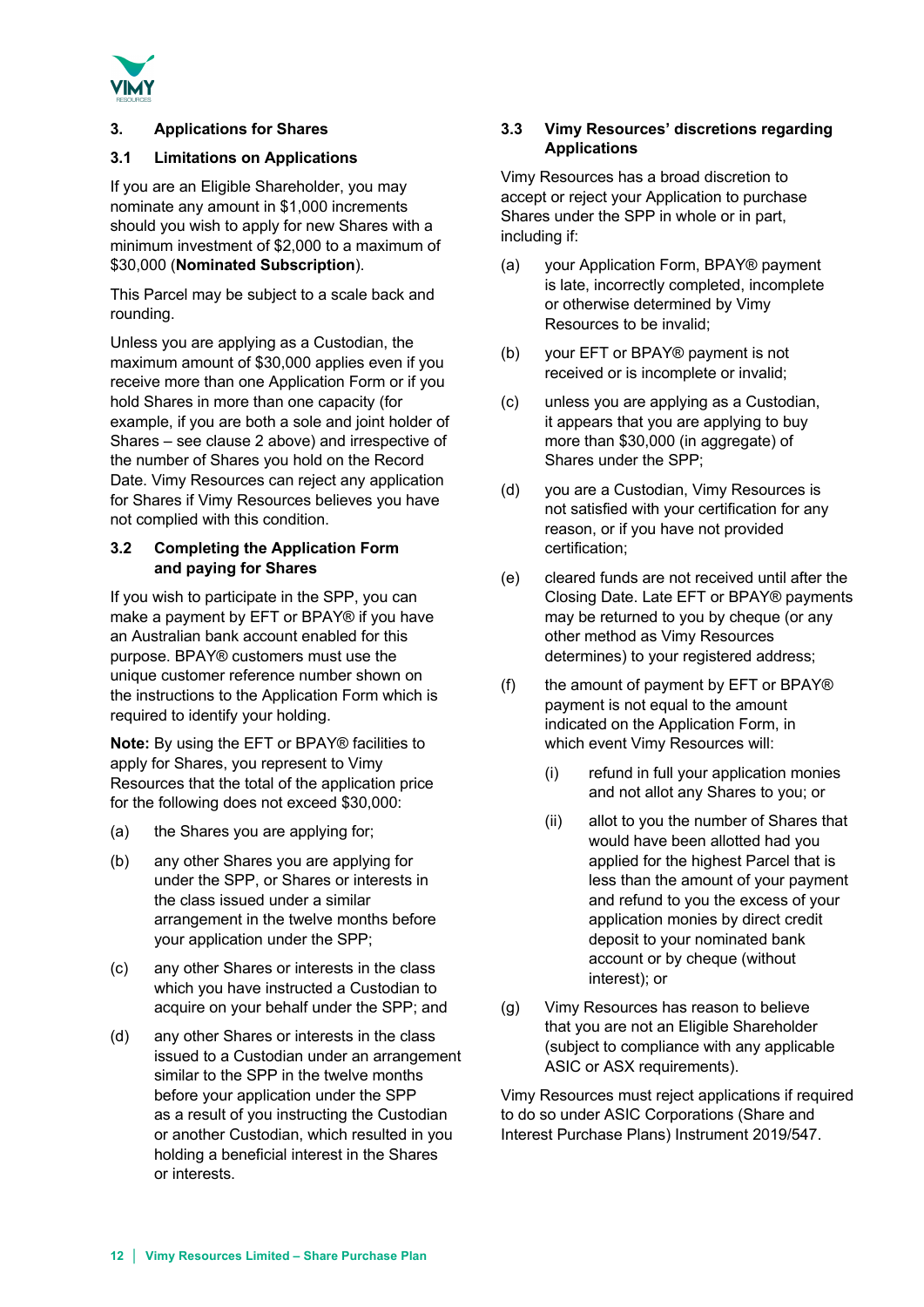## 3. Applications for Shares

### 3.1 Limitations on Applications

If you are an Eligible Shareholder, you may nominate any amount in $1,000 increments should you wish to apply for new Shares with a minimum investment of $2,000 to a maximum of $30,000 (**Nominated Subscription**).

This Parcel may be subject to a scale back and rounding.

Unless you are applying as a Custodian, the maximum amount of $30,000 applies even if you receive more than one Application Form or if you hold Shares in more than one capacity (for example, if you are both a sole and joint holder of Shares – see clause 2 above) and irrespective of the number of Shares you hold on the Record Date. Vimy Resources can reject any application for Shares if Vimy Resources believes you have not complied with this condition.

### 3.2 Completing the Application Form and paying for Shares

If you wish to participate in the SPP, you can make a payment by EFT or BPAY® if you have an Australian bank account enabled for this purpose. BPAY® customers must use the unique customer reference number shown on the instructions to the Application Form which is required to identify your holding.

**Note:** By using the EFT or BPAY® facilities to apply for Shares, you represent to Vimy Resources that the total of the application price for the following does not exceed $30,000:

(a) the Shares you are applying for;

(b) any other Shares you are applying for under the SPP, or Shares or interests in the class issued under a similar arrangement in the twelve months before your application under the SPP;

(c) any other Shares or interests in the class which you have instructed a Custodian to acquire on your behalf under the SPP; and

(d) any other Shares or interests in the class issued to a Custodian under an arrangement similar to the SPP in the twelve months before your application under the SPP as a result of you instructing the Custodian or another Custodian, which resulted in you holding a beneficial interest in the Shares or interests.

### 3.3 Vimy Resources' discretions regarding Applications

Vimy Resources has a broad discretion to accept or reject your Application to purchase Shares under the SPP in whole or in part, including if:

(a) your Application Form, BPAY® payment is late, incorrectly completed, incomplete or otherwise determined by Vimy Resources to be invalid;

(b) your EFT or BPAY® payment is not received or is incomplete or invalid;

(c) unless you are applying as a Custodian, it appears that you are applying to buy more than $30,000 (in aggregate) of Shares under the SPP;

(d) you are a Custodian, Vimy Resources is not satisfied with your certification for any reason, or if you have not provided certification;

(e) cleared funds are not received until after the Closing Date. Late EFT or BPAY® payments may be returned to you by cheque (or any other method as Vimy Resources determines) to your registered address;

(f) the amount of payment by EFT or BPAY® payment is not equal to the amount indicated on the Application Form, in which event Vimy Resources will:

  (i) refund in full your application monies and not allot any Shares to you; or

  (ii) allot to you the number of Shares that would have been allotted had you applied for the highest Parcel that is less than the amount of your payment and refund to you the excess of your application monies by direct credit deposit to your nominated bank account or by cheque (without interest); or

(g) Vimy Resources has reason to believe that you are not an Eligible Shareholder (subject to compliance with any applicable ASIC or ASX requirements).

Vimy Resources must reject applications if required to do so under ASIC Corporations (Share and Interest Purchase Plans) Instrument 2019/547.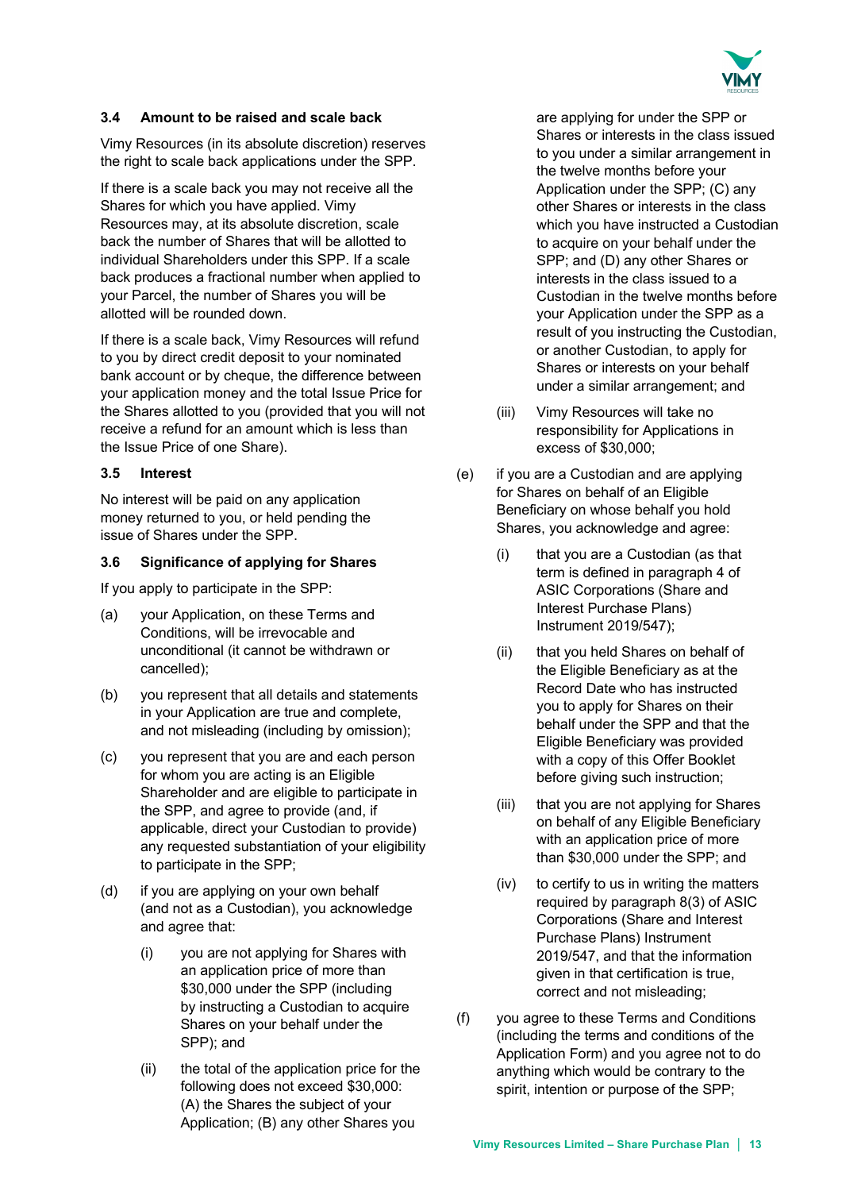### 3.4 Amount to be raised and scale back

Vimy Resources (in its absolute discretion) reserves the right to scale back applications under the SPP.

If there is a scale back you may not receive all the Shares for which you have applied. Vimy Resources may, at its absolute discretion, scale back the number of Shares that will be allotted to individual Shareholders under this SPP. If a scale back produces a fractional number when applied to your Parcel, the number of Shares you will be allotted will be rounded down.

If there is a scale back, Vimy Resources will refund to you by direct credit deposit to your nominated bank account or by cheque, the difference between your application money and the total Issue Price for the Shares allotted to you (provided that you will not receive a refund for an amount which is less than the Issue Price of one Share).

### 3.5 Interest

No interest will be paid on any application money returned to you, or held pending the issue of Shares under the SPP.

### 3.6 Significance of applying for Shares

If you apply to participate in the SPP:

(a) your Application, on these Terms and Conditions, will be irrevocable and unconditional (it cannot be withdrawn or cancelled);

(b) you represent that all details and statements in your Application are true and complete, and not misleading (including by omission);

(c) you represent that you are and each person for whom you are acting is an Eligible Shareholder and are eligible to participate in the SPP, and agree to provide (and, if applicable, direct your Custodian to provide) any requested substantiation of your eligibility to participate in the SPP;

(d) if you are applying on your own behalf (and not as a Custodian), you acknowledge and agree that:

  (i) you are not applying for Shares with an application price of more than $30,000 under the SPP (including by instructing a Custodian to acquire Shares on your behalf under the SPP); and

  (ii) the total of the application price for the following does not exceed $30,000: (A) the Shares the subject of your Application; (B) any other Shares you are applying for under the SPP or Shares or interests in the class issued to you under a similar arrangement in the twelve months before your Application under the SPP; (C) any other Shares or interests in the class which you have instructed a Custodian to acquire on your behalf under the SPP; and (D) any other Shares or interests in the class issued to a Custodian in the twelve months before your Application under the SPP as a result of you instructing the Custodian, or another Custodian, to apply for Shares or interests on your behalf under a similar arrangement; and

  (iii) Vimy Resources will take no responsibility for Applications in excess of $30,000;

(e) if you are a Custodian and are applying for Shares on behalf of an Eligible Beneficiary on whose behalf you hold Shares, you acknowledge and agree:

  (i) that you are a Custodian (as that term is defined in paragraph 4 of ASIC Corporations (Share and Interest Purchase Plans) Instrument 2019/547);

  (ii) that you held Shares on behalf of the Eligible Beneficiary as at the Record Date who has instructed you to apply for Shares on their behalf under the SPP and that the Eligible Beneficiary was provided with a copy of this Offer Booklet before giving such instruction;

  (iii) that you are not applying for Shares on behalf of any Eligible Beneficiary with an application price of more than $30,000 under the SPP; and

  (iv) to certify to us in writing the matters required by paragraph 8(3) of ASIC Corporations (Share and Interest Purchase Plans) Instrument 2019/547, and that the information given in that certification is true, correct and not misleading;

(f) you agree to these Terms and Conditions (including the terms and conditions of the Application Form) and you agree not to do anything which would be contrary to the spirit, intention or purpose of the SPP;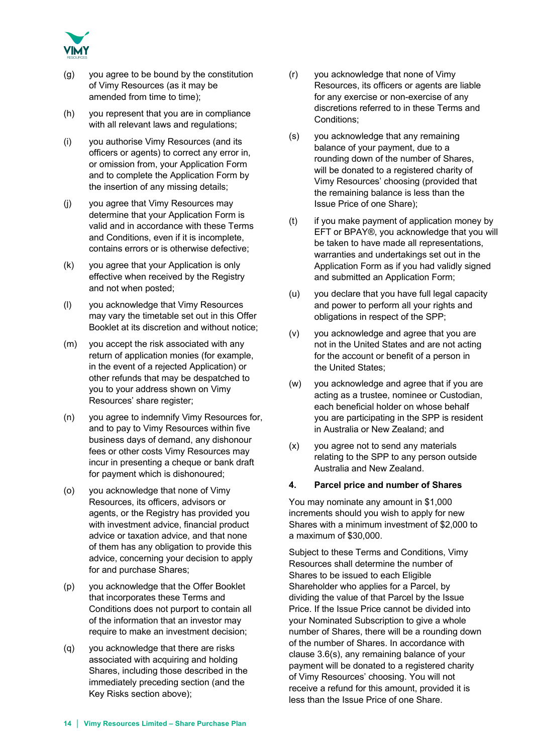(g) you agree to be bound by the constitution of Vimy Resources (as it may be amended from time to time);

(h) you represent that you are in compliance with all relevant laws and regulations;

(i) you authorise Vimy Resources (and its officers or agents) to correct any error in, or omission from, your Application Form and to complete the Application Form by the insertion of any missing details;

(j) you agree that Vimy Resources may determine that your Application Form is valid and in accordance with these Terms and Conditions, even if it is incomplete, contains errors or is otherwise defective;

(k) you agree that your Application is only effective when received by the Registry and not when posted;

(l) you acknowledge that Vimy Resources may vary the timetable set out in this Offer Booklet at its discretion and without notice;

(m) you accept the risk associated with any return of application monies (for example, in the event of a rejected Application) or other refunds that may be despatched to you to your address shown on Vimy Resources' share register;

(n) you agree to indemnify Vimy Resources for, and to pay to Vimy Resources within five business days of demand, any dishonour fees or other costs Vimy Resources may incur in presenting a cheque or bank draft for payment which is dishonoured;

(o) you acknowledge that none of Vimy Resources, its officers, advisors or agents, or the Registry has provided you with investment advice, financial product advice or taxation advice, and that none of them has any obligation to provide this advice, concerning your decision to apply for and purchase Shares;

(p) you acknowledge that the Offer Booklet that incorporates these Terms and Conditions does not purport to contain all of the information that an investor may require to make an investment decision;

(q) you acknowledge that there are risks associated with acquiring and holding Shares, including those described in the immediately preceding section (and the Key Risks section above);

(r) you acknowledge that none of Vimy Resources, its officers or agents are liable for any exercise or non-exercise of any discretions referred to in these Terms and Conditions;

(s) you acknowledge that any remaining balance of your payment, due to a rounding down of the number of Shares, will be donated to a registered charity of Vimy Resources' choosing (provided that the remaining balance is less than the Issue Price of one Share);

(t) if you make payment of application money by EFT or BPAY®, you acknowledge that you will be taken to have made all representations, warranties and undertakings set out in the Application Form as if you had validly signed and submitted an Application Form;

(u) you declare that you have full legal capacity and power to perform all your rights and obligations in respect of the SPP;

(v) you acknowledge and agree that you are not in the United States and are not acting for the account or benefit of a person in the United States;

(w) you acknowledge and agree that if you are acting as a trustee, nominee or Custodian, each beneficial holder on whose behalf you are participating in the SPP is resident in Australia or New Zealand; and

(x) you agree not to send any materials relating to the SPP to any person outside Australia and New Zealand.

## 4. Parcel price and number of Shares

You may nominate any amount in $1,000 increments should you wish to apply for new Shares with a minimum investment of $2,000 to a maximum of $30,000.

Subject to these Terms and Conditions, Vimy Resources shall determine the number of Shares to be issued to each Eligible Shareholder who applies for a Parcel, by dividing the value of that Parcel by the Issue Price. If the Issue Price cannot be divided into your Nominated Subscription to give a whole number of Shares, there will be a rounding down of the number of Shares. In accordance with clause 3.6(s), any remaining balance of your payment will be donated to a registered charity of Vimy Resources' choosing. You will not receive a refund for this amount, provided it is less than the Issue Price of one Share.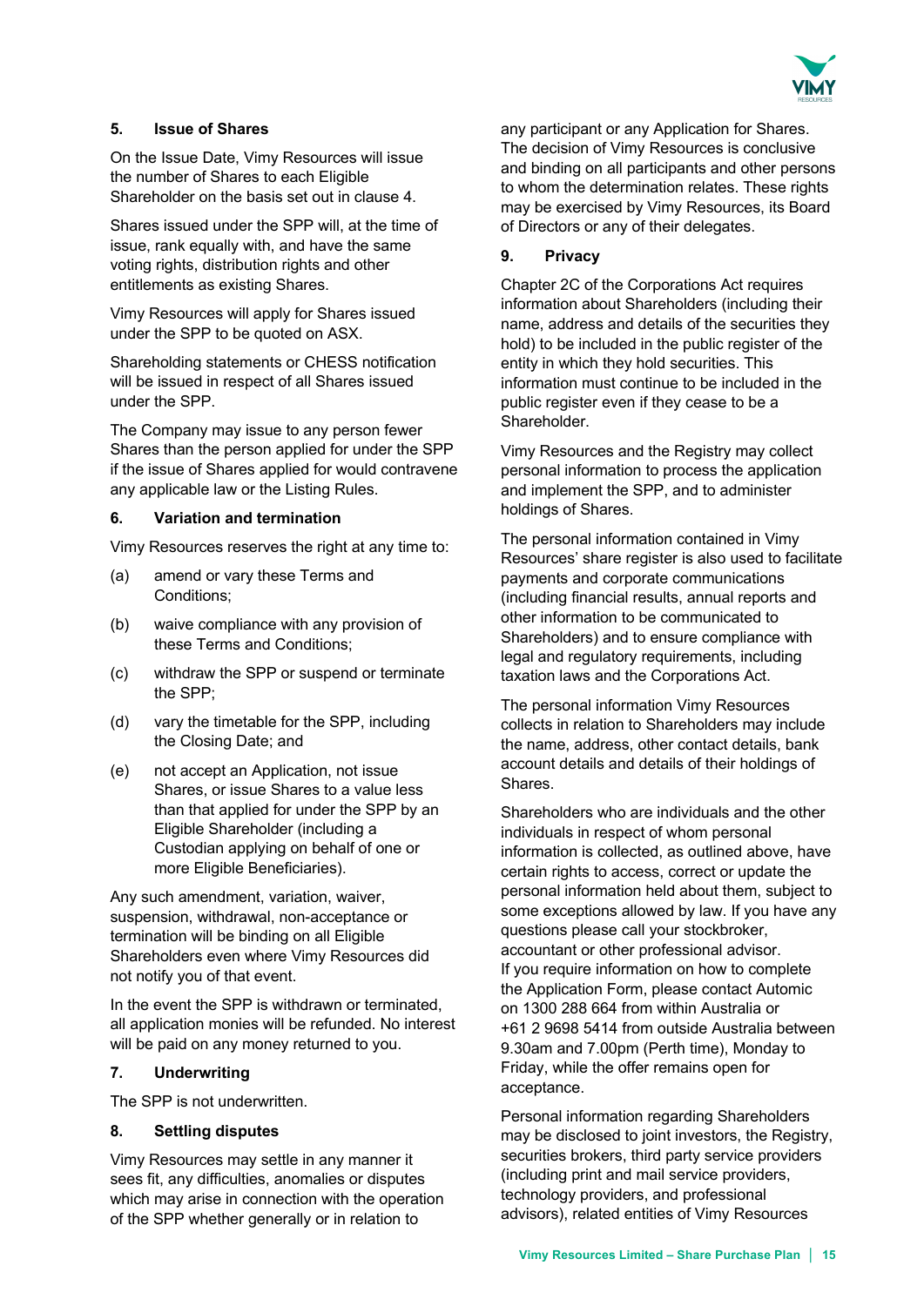## 5. Issue of Shares

On the Issue Date, Vimy Resources will issue the number of Shares to each Eligible Shareholder on the basis set out in clause 4.

Shares issued under the SPP will, at the time of issue, rank equally with, and have the same voting rights, distribution rights and other entitlements as existing Shares.

Vimy Resources will apply for Shares issued under the SPP to be quoted on ASX.

Shareholding statements or CHESS notification will be issued in respect of all Shares issued under the SPP.

The Company may issue to any person fewer Shares than the person applied for under the SPP if the issue of Shares applied for would contravene any applicable law or the Listing Rules.

## 6. Variation and termination

Vimy Resources reserves the right at any time to:

(a) amend or vary these Terms and Conditions;

(b) waive compliance with any provision of these Terms and Conditions;

(c) withdraw the SPP or suspend or terminate the SPP;

(d) vary the timetable for the SPP, including the Closing Date; and

(e) not accept an Application, not issue Shares, or issue Shares to a value less than that applied for under the SPP by an Eligible Shareholder (including a Custodian applying on behalf of one or more Eligible Beneficiaries).

Any such amendment, variation, waiver, suspension, withdrawal, non-acceptance or termination will be binding on all Eligible Shareholders even where Vimy Resources did not notify you of that event.

In the event the SPP is withdrawn or terminated, all application monies will be refunded. No interest will be paid on any money returned to you.

## 7. Underwriting

The SPP is not underwritten.

## 8. Settling disputes

Vimy Resources may settle in any manner it sees fit, any difficulties, anomalies or disputes which may arise in connection with the operation of the SPP whether generally or in relation to any participant or any Application for Shares. The decision of Vimy Resources is conclusive and binding on all participants and other persons to whom the determination relates. These rights may be exercised by Vimy Resources, its Board of Directors or any of their delegates.

## 9. Privacy

Chapter 2C of the Corporations Act requires information about Shareholders (including their name, address and details of the securities they hold) to be included in the public register of the entity in which they hold securities. This information must continue to be included in the public register even if they cease to be a Shareholder.

Vimy Resources and the Registry may collect personal information to process the application and implement the SPP, and to administer holdings of Shares.

The personal information contained in Vimy Resources' share register is also used to facilitate payments and corporate communications (including financial results, annual reports and other information to be communicated to Shareholders) and to ensure compliance with legal and regulatory requirements, including taxation laws and the Corporations Act.

The personal information Vimy Resources collects in relation to Shareholders may include the name, address, other contact details, bank account details and details of their holdings of Shares.

Shareholders who are individuals and the other individuals in respect of whom personal information is collected, as outlined above, have certain rights to access, correct or update the personal information held about them, subject to some exceptions allowed by law. If you have any questions please call your stockbroker, accountant or other professional advisor.
If you require information on how to complete the Application Form, please contact Automic on 1300 288 664 from within Australia or +61 2 9698 5414 from outside Australia between 9.30am and 7.00pm (Perth time), Monday to Friday, while the offer remains open for acceptance.

Personal information regarding Shareholders may be disclosed to joint investors, the Registry, securities brokers, third party service providers (including print and mail service providers, technology providers, and professional advisors), related entities of Vimy Resources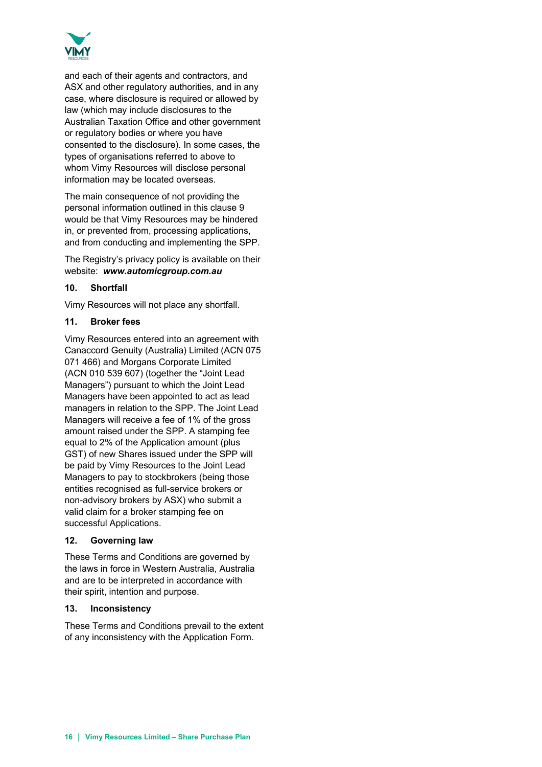and each of their agents and contractors, and ASX and other regulatory authorities, and in any case, where disclosure is required or allowed by law (which may include disclosures to the Australian Taxation Office and other government or regulatory bodies or where you have consented to the disclosure). In some cases, the types of organisations referred to above to whom Vimy Resources will disclose personal information may be located overseas.

The main consequence of not providing the personal information outlined in this clause 9 would be that Vimy Resources may be hindered in, or prevented from, processing applications, and from conducting and implementing the SPP.

The Registry's privacy policy is available on their website: ***www.automicgroup.com.au***

### 10. Shortfall

Vimy Resources will not place any shortfall.

### 11. Broker fees

Vimy Resources entered into an agreement with Canaccord Genuity (Australia) Limited (ACN 075 071 466) and Morgans Corporate Limited (ACN 010 539 607) (together the "Joint Lead Managers") pursuant to which the Joint Lead Managers have been appointed to act as lead managers in relation to the SPP. The Joint Lead Managers will receive a fee of 1% of the gross amount raised under the SPP. A stamping fee equal to 2% of the Application amount (plus GST) of new Shares issued under the SPP will be paid by Vimy Resources to the Joint Lead Managers to pay to stockbrokers (being those entities recognised as full-service brokers or non-advisory brokers by ASX) who submit a valid claim for a broker stamping fee on successful Applications.

### 12. Governing law

These Terms and Conditions are governed by the laws in force in Western Australia, Australia and are to be interpreted in accordance with their spirit, intention and purpose.

### 13. Inconsistency

These Terms and Conditions prevail to the extent of any inconsistency with the Application Form.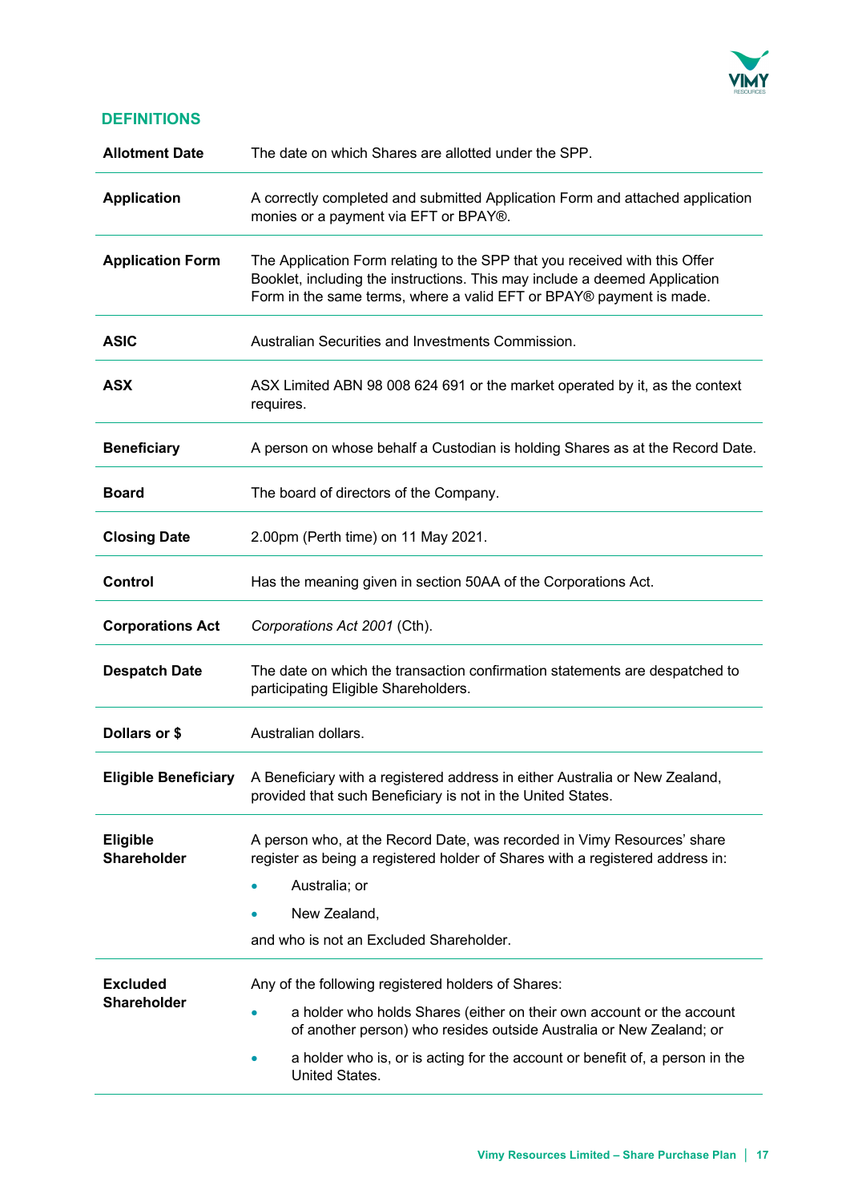## DEFINITIONS

| | |
|---|---|
| **Allotment Date** | The date on which Shares are allotted under the SPP. |
| **Application** | A correctly completed and submitted Application Form and attached application monies or a payment via EFT or BPAY®. |
| **Application Form** | The Application Form relating to the SPP that you received with this Offer Booklet, including the instructions. This may include a deemed Application Form in the same terms, where a valid EFT or BPAY® payment is made. |
| **ASIC** | Australian Securities and Investments Commission. |
| **ASX** | ASX Limited ABN 98 008 624 691 or the market operated by it, as the context requires. |
| **Beneficiary** | A person on whose behalf a Custodian is holding Shares as at the Record Date. |
| **Board** | The board of directors of the Company. |
| **Closing Date** | 2.00pm (Perth time) on 11 May 2021. |
| **Control** | Has the meaning given in section 50AA of the Corporations Act. |
| **Corporations Act** | *Corporations Act 2001* (Cth). |
| **Despatch Date** | The date on which the transaction confirmation statements are despatched to participating Eligible Shareholders. |
| **Dollars or $** | Australian dollars. |
| **Eligible Beneficiary** | A Beneficiary with a registered address in either Australia or New Zealand, provided that such Beneficiary is not in the United States. |
| **Eligible Shareholder** | A person who, at the Record Date, was recorded in Vimy Resources' share register as being a registered holder of Shares with a registered address in:<br>• Australia; or<br>• New Zealand,<br>and who is not an Excluded Shareholder. |
| **Excluded Shareholder** | Any of the following registered holders of Shares:<br>• a holder who holds Shares (either on their own account or the account of another person) who resides outside Australia or New Zealand; or<br>• a holder who is, or is acting for the account or benefit of, a person in the United States. |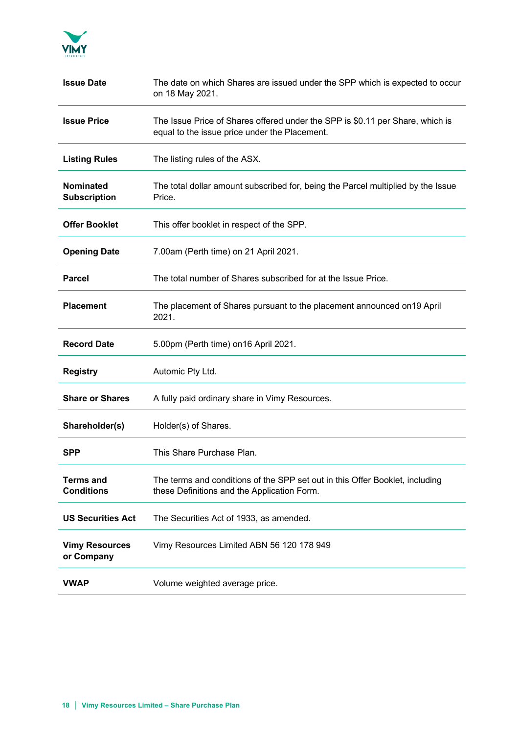| | |
|---|---|
| **Issue Date** | The date on which Shares are issued under the SPP which is expected to occur on 18 May 2021. |
| **Issue Price** | The Issue Price of Shares offered under the SPP is $0.11 per Share, which is equal to the issue price under the Placement. |
| **Listing Rules** | The listing rules of the ASX. |
| **Nominated Subscription** | The total dollar amount subscribed for, being the Parcel multiplied by the Issue Price. |
| **Offer Booklet** | This offer booklet in respect of the SPP. |
| **Opening Date** | 7.00am (Perth time) on 21 April 2021. |
| **Parcel** | The total number of Shares subscribed for at the Issue Price. |
| **Placement** | The placement of Shares pursuant to the placement announced on19 April 2021. |
| **Record Date** | 5.00pm (Perth time) on16 April 2021. |
| **Registry** | Automic Pty Ltd. |
| **Share or Shares** | A fully paid ordinary share in Vimy Resources. |
| **Shareholder(s)** | Holder(s) of Shares. |
| **SPP** | This Share Purchase Plan. |
| **Terms and Conditions** | The terms and conditions of the SPP set out in this Offer Booklet, including these Definitions and the Application Form. |
| **US Securities Act** | The Securities Act of 1933, as amended. |
| **Vimy Resources or Company** | Vimy Resources Limited ABN 56 120 178 949 |
| **VWAP** | Volume weighted average price. |